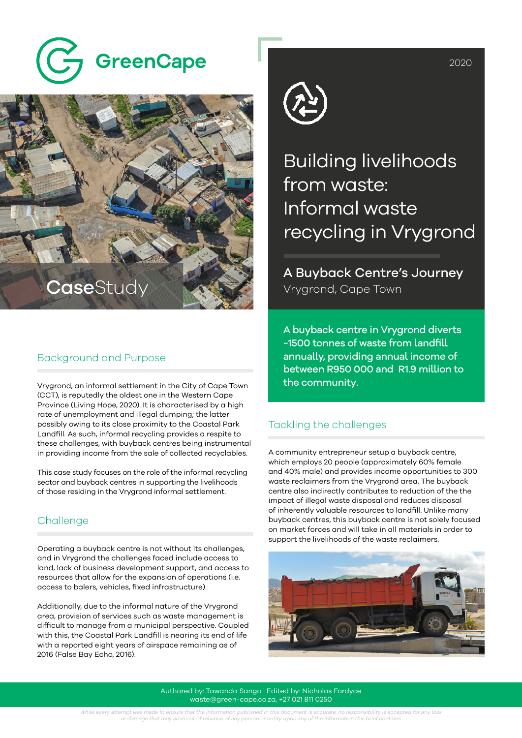GreenCape

CaseStudy

2020

# Building livelihoods from waste: Informal waste recycling in Vrygrond

## A Buyback Centre's Journey

Vrygrond, Cape Town

**A buyback centre in Vrygrond diverts ~1500 tonnes of waste from landfill annually, providing annual income of between R950 000 and R1.9 million to the community.**

## Background and Purpose

Vrygrond, an informal settlement in the City of Cape Town (CCT), is reputedly the oldest one in the Western Cape Province (Living Hope, 2020). It is characterised by a high rate of unemployment and illegal dumping; the latter possibly owing to its close proximity to the Coastal Park Landfill. As such, informal recycling provides a respite to these challenges, with buyback centres being instrumental in providing income from the sale of collected recyclables.

This case study focuses on the role of the informal recycling sector and buyback centres in supporting the livelihoods of those residing in the Vrygrond informal settlement.

## Challenge

Operating a buyback centre is not without its challenges, and in Vrygrond the challenges faced include access to land, lack of business development support, and access to resources that allow for the expansion of operations (i.e. access to balers, vehicles, fixed infrastructure).

Additionally, due to the informal nature of the Vrygrond area, provision of services such as waste management is difficult to manage from a municipal perspective. Coupled with this, the Coastal Park Landfill is nearing its end of life with a reported eight years of airspace remaining as of 2016 (False Bay Echo, 2016).

## Tackling the challenges

A community entrepreneur setup a buyback centre, which employs 20 people (approximately 60% female and 40% male) and provides income opportunities to 300 waste reclaimers from the Vrygrond area. The buyback centre also indirectly contributes to reduction of the the impact of illegal waste disposal and reduces disposal of inherently valuable resources to landfill. Unlike many buyback centres, this buyback centre is not solely focused on market forces and will take in all materials in order to support the livelihoods of the waste reclaimers.

Authored by: Tawanda Sango Edited by: Nicholas Fordyce
waste@green-cape.co.za, +27 021 811 0250

*While every attempt was made to ensure that the information published in this document is accurate, no responsibility is accepted for any loss or damage that may arise out of reliance of any person or entity upon any of the information this brief contains*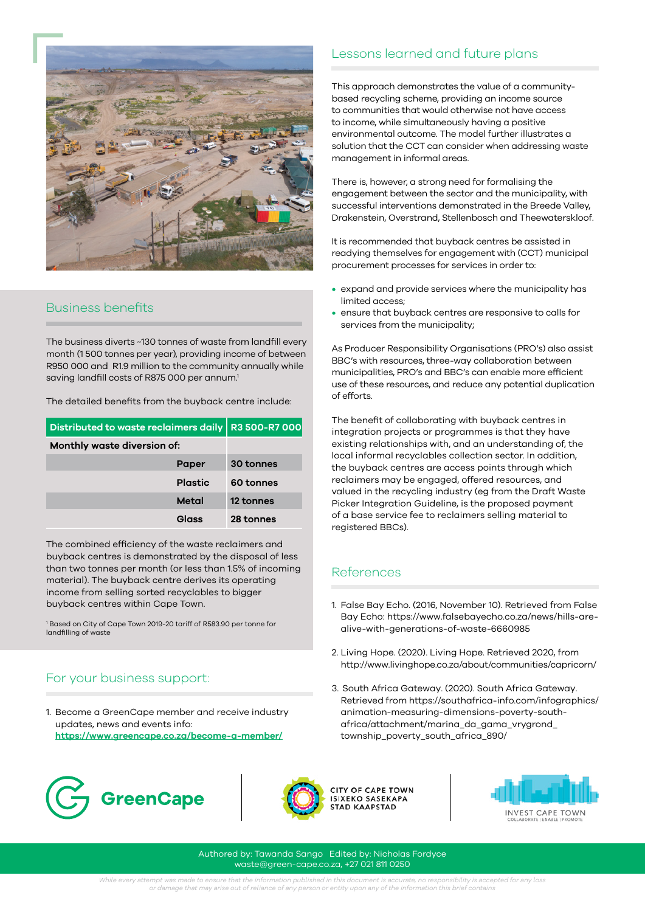## Business benefits

The business diverts ~130 tonnes of waste from landfill every month (1 500 tonnes per year), providing income of between R950 000 and R1.9 million to the community annually while saving landfill costs of R875 000 per annum.[1]

The detailed benefits from the buyback centre include:

| Distributed to waste reclaimers daily | R3 500-R7 000 |
|---|---|
| **Monthly waste diversion of:** | |
| Paper | 30 tonnes |
| Plastic | 60 tonnes |
| Metal | 12 tonnes |
| Glass | 28 tonnes |

The combined efficiency of the waste reclaimers and buyback centres is demonstrated by the disposal of less than two tonnes per month (or less than 1.5% of incoming material). The buyback centre derives its operating income from selling sorted recyclables to bigger buyback centres within Cape Town.

[1] Based on City of Cape Town 2019-20 tariff of R583.90 per tonne for landfilling of waste

## For your business support:

1. Become a GreenCape member and receive industry updates, news and events info: https://www.greencape.co.za/become-a-member/

## Lessons learned and future plans

This approach demonstrates the value of a community-based recycling scheme, providing an income source to communities that would otherwise not have access to income, while simultaneously having a positive environmental outcome. The model further illustrates a solution that the CCT can consider when addressing waste management in informal areas.

There is, however, a strong need for formalising the engagement between the sector and the municipality, with successful interventions demonstrated in the Breede Valley, Drakenstein, Overstrand, Stellenbosch and Theewaterskloof.

It is recommended that buyback centres be assisted in readying themselves for engagement with (CCT) municipal procurement processes for services in order to:

- expand and provide services where the municipality has limited access;
- ensure that buyback centres are responsive to calls for services from the municipality;

As Producer Responsibility Organisations (PRO's) also assist BBC's with resources, three-way collaboration between municipalities, PRO's and BBC's can enable more efficient use of these resources, and reduce any potential duplication of efforts.

The benefit of collaborating with buyback centres in integration projects or programmes is that they have existing relationships with, and an understanding of, the local informal recyclables collection sector. In addition, the buyback centres are access points through which reclaimers may be engaged, offered resources, and valued in the recycling industry (eg from the Draft Waste Picker Integration Guideline, is the proposed payment of a base service fee to reclaimers selling material to registered BBCs).

## References

1. False Bay Echo. (2016, November 10). Retrieved from False Bay Echo: https://www.falsebayecho.co.za/news/hills-are-alive-with-generations-of-waste-6660985
2. Living Hope. (2020). Living Hope. Retrieved 2020, from http://www.livinghope.co.za/about/communities/capricorn/
3. South Africa Gateway. (2020). South Africa Gateway. Retrieved from https://southafrica-info.com/infographics/animation-measuring-dimensions-poverty-south-africa/attachment/marina_da_gama_vrygrond_township_poverty_south_africa_890/

GreenCape

CITY OF CAPE TOWN
ISIXEKO SASEKAPA
STAD KAAPSTAD

INVEST CAPE TOWN
COLLABORATE | ENABLE | PROMOTE

Authored by: Tawanda Sango Edited by: Nicholas Fordyce
waste@green-cape.co.za, +27 021 811 0250

*While every attempt was made to ensure that the information published in this document is accurate, no responsibility is accepted for any loss or damage that may arise out of reliance of any person or entity upon any of the information this brief contains*